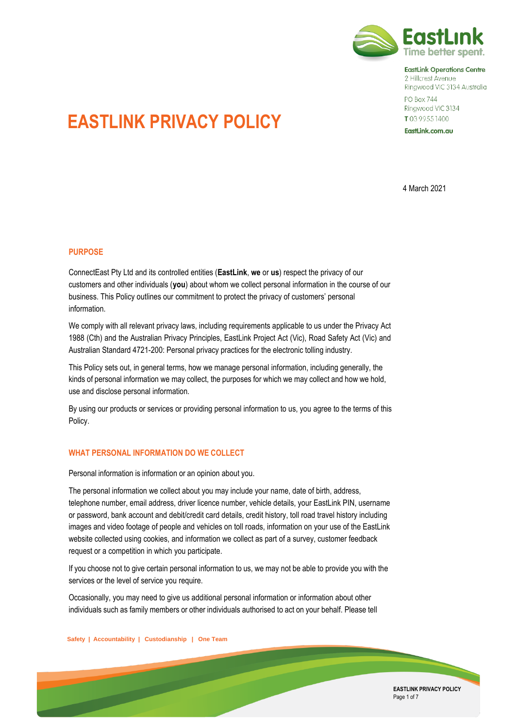EastLink Operations Centre
2 Hillcrest Avenue
Ringwood VIC 3134 Australia

PO Box 744
Ringwood VIC 3134
**T** 03 9955 1400

EastLink.com.au

# EASTLINK PRIVACY POLICY

4 March 2021

## PURPOSE

ConnectEast Pty Ltd and its controlled entities (**EastLink**, **we** or **us**) respect the privacy of our customers and other individuals (**you**) about whom we collect personal information in the course of our business. This Policy outlines our commitment to protect the privacy of customers' personal information.

We comply with all relevant privacy laws, including requirements applicable to us under the Privacy Act 1988 (Cth) and the Australian Privacy Principles, EastLink Project Act (Vic), Road Safety Act (Vic) and Australian Standard 4721-200: Personal privacy practices for the electronic tolling industry.

This Policy sets out, in general terms, how we manage personal information, including generally, the kinds of personal information we may collect, the purposes for which we may collect and how we hold, use and disclose personal information.

By using our products or services or providing personal information to us, you agree to the terms of this Policy.

## WHAT PERSONAL INFORMATION DO WE COLLECT

Personal information is information or an opinion about you.

The personal information we collect about you may include your name, date of birth, address, telephone number, email address, driver licence number, vehicle details, your EastLink PIN, username or password, bank account and debit/credit card details, credit history, toll road travel history including images and video footage of people and vehicles on toll roads, information on your use of the EastLink website collected using cookies, and information we collect as part of a survey, customer feedback request or a competition in which you participate.

If you choose not to give certain personal information to us, we may not be able to provide you with the services or the level of service you require.

Occasionally, you may need to give us additional personal information or information about other individuals such as family members or other individuals authorised to act on your behalf. Please tell

Safety | Accountability | Custodianship | One Team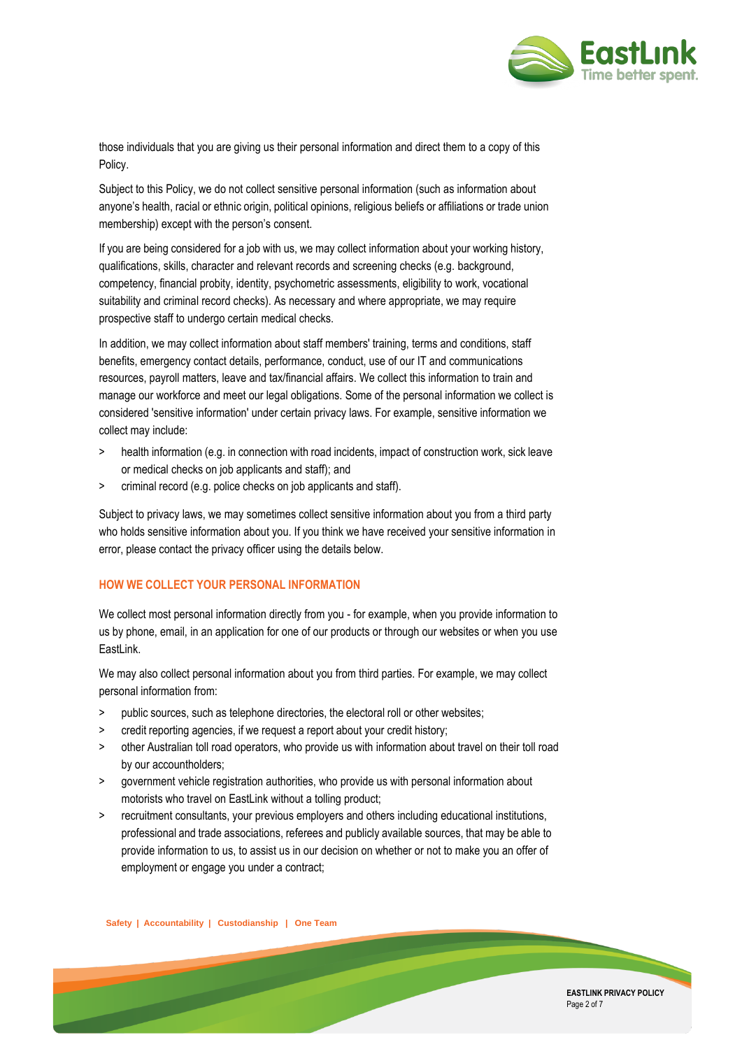those individuals that you are giving us their personal information and direct them to a copy of this Policy.

Subject to this Policy, we do not collect sensitive personal information (such as information about anyone's health, racial or ethnic origin, political opinions, religious beliefs or affiliations or trade union membership) except with the person's consent.

If you are being considered for a job with us, we may collect information about your working history, qualifications, skills, character and relevant records and screening checks (e.g. background, competency, financial probity, identity, psychometric assessments, eligibility to work, vocational suitability and criminal record checks). As necessary and where appropriate, we may require prospective staff to undergo certain medical checks.

In addition, we may collect information about staff members' training, terms and conditions, staff benefits, emergency contact details, performance, conduct, use of our IT and communications resources, payroll matters, leave and tax/financial affairs. We collect this information to train and manage our workforce and meet our legal obligations. Some of the personal information we collect is considered 'sensitive information' under certain privacy laws. For example, sensitive information we collect may include:

- health information (e.g. in connection with road incidents, impact of construction work, sick leave or medical checks on job applicants and staff); and
- criminal record (e.g. police checks on job applicants and staff).

Subject to privacy laws, we may sometimes collect sensitive information about you from a third party who holds sensitive information about you. If you think we have received your sensitive information in error, please contact the privacy officer using the details below.

## HOW WE COLLECT YOUR PERSONAL INFORMATION

We collect most personal information directly from you - for example, when you provide information to us by phone, email, in an application for one of our products or through our websites or when you use EastLink.

We may also collect personal information about you from third parties. For example, we may collect personal information from:

- public sources, such as telephone directories, the electoral roll or other websites;
- credit reporting agencies, if we request a report about your credit history;
- other Australian toll road operators, who provide us with information about travel on their toll road by our accountholders;
- government vehicle registration authorities, who provide us with personal information about motorists who travel on EastLink without a tolling product;
- recruitment consultants, your previous employers and others including educational institutions, professional and trade associations, referees and publicly available sources, that may be able to provide information to us, to assist us in our decision on whether or not to make you an offer of employment or engage you under a contract;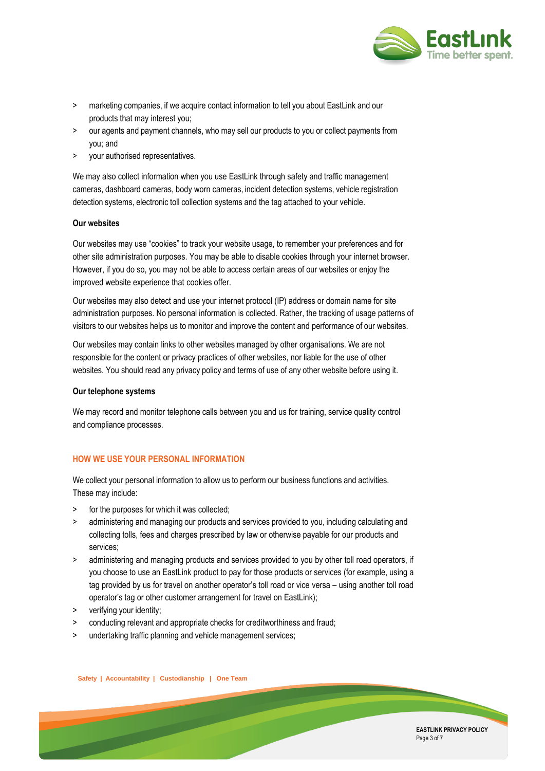- marketing companies, if we acquire contact information to tell you about EastLink and our products that may interest you;
- our agents and payment channels, who may sell our products to you or collect payments from you; and
- your authorised representatives.

We may also collect information when you use EastLink through safety and traffic management cameras, dashboard cameras, body worn cameras, incident detection systems, vehicle registration detection systems, electronic toll collection systems and the tag attached to your vehicle.

**Our websites**

Our websites may use "cookies" to track your website usage, to remember your preferences and for other site administration purposes. You may be able to disable cookies through your internet browser. However, if you do so, you may not be able to access certain areas of our websites or enjoy the improved website experience that cookies offer.

Our websites may also detect and use your internet protocol (IP) address or domain name for site administration purposes. No personal information is collected. Rather, the tracking of usage patterns of visitors to our websites helps us to monitor and improve the content and performance of our websites.

Our websites may contain links to other websites managed by other organisations. We are not responsible for the content or privacy practices of other websites, nor liable for the use of other websites. You should read any privacy policy and terms of use of any other website before using it.

**Our telephone systems**

We may record and monitor telephone calls between you and us for training, service quality control and compliance processes.

## HOW WE USE YOUR PERSONAL INFORMATION

We collect your personal information to allow us to perform our business functions and activities. These may include:

- for the purposes for which it was collected;
- administering and managing our products and services provided to you, including calculating and collecting tolls, fees and charges prescribed by law or otherwise payable for our products and services;
- administering and managing products and services provided to you by other toll road operators, if you choose to use an EastLink product to pay for those products or services (for example, using a tag provided by us for travel on another operator's toll road or vice versa – using another toll road operator's tag or other customer arrangement for travel on EastLink);
- verifying your identity;
- conducting relevant and appropriate checks for creditworthiness and fraud;
- undertaking traffic planning and vehicle management services;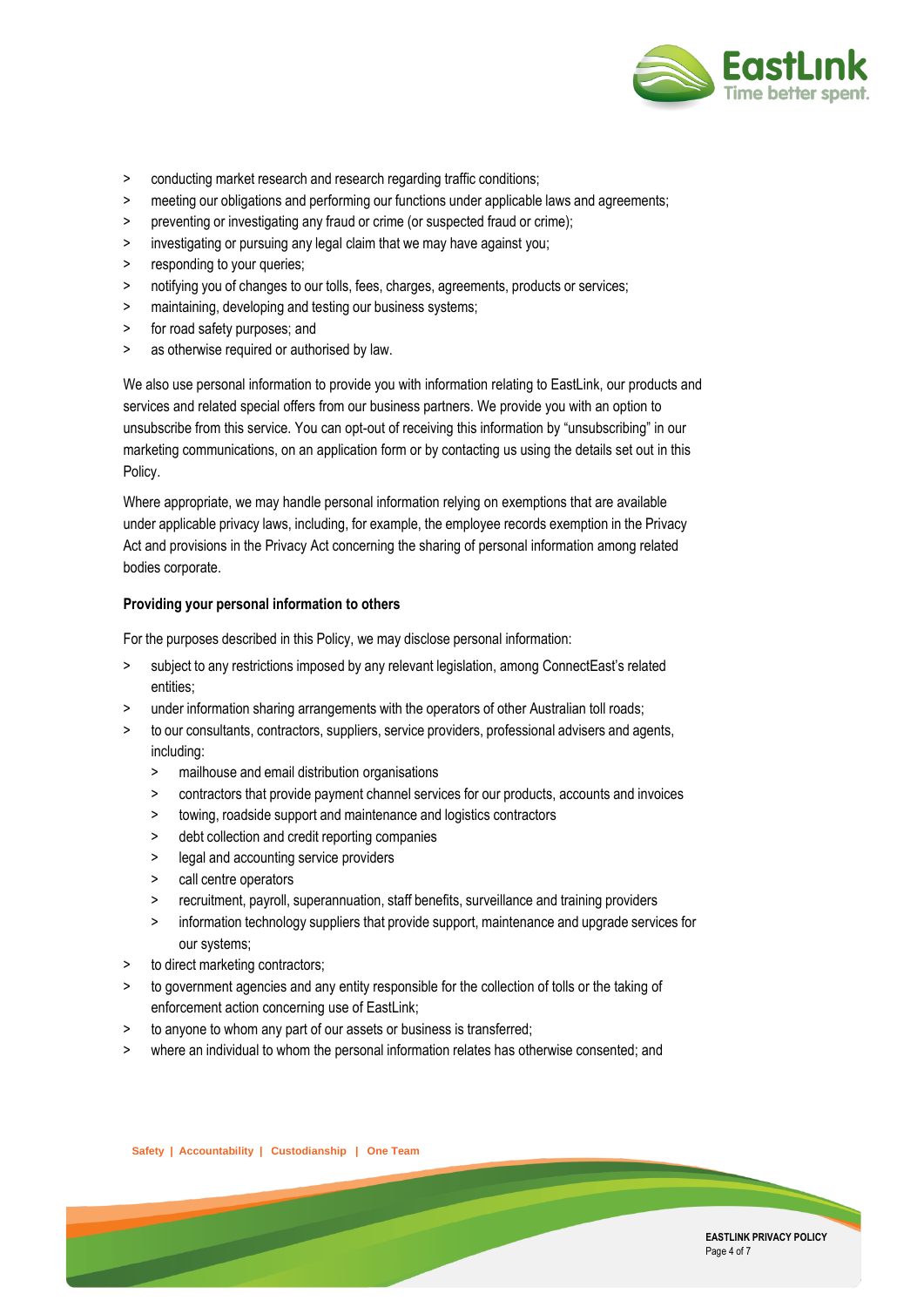- conducting market research and research regarding traffic conditions;
- meeting our obligations and performing our functions under applicable laws and agreements;
- preventing or investigating any fraud or crime (or suspected fraud or crime);
- investigating or pursuing any legal claim that we may have against you;
- responding to your queries;
- notifying you of changes to our tolls, fees, charges, agreements, products or services;
- maintaining, developing and testing our business systems;
- for road safety purposes; and
- as otherwise required or authorised by law.

We also use personal information to provide you with information relating to EastLink, our products and services and related special offers from our business partners. We provide you with an option to unsubscribe from this service. You can opt-out of receiving this information by "unsubscribing" in our marketing communications, on an application form or by contacting us using the details set out in this Policy.

Where appropriate, we may handle personal information relying on exemptions that are available under applicable privacy laws, including, for example, the employee records exemption in the Privacy Act and provisions in the Privacy Act concerning the sharing of personal information among related bodies corporate.

**Providing your personal information to others**

For the purposes described in this Policy, we may disclose personal information:

- subject to any restrictions imposed by any relevant legislation, among ConnectEast's related entities;
- under information sharing arrangements with the operators of other Australian toll roads;
- to our consultants, contractors, suppliers, service providers, professional advisers and agents, including:
  - mailhouse and email distribution organisations
  - contractors that provide payment channel services for our products, accounts and invoices
  - towing, roadside support and maintenance and logistics contractors
  - debt collection and credit reporting companies
  - legal and accounting service providers
  - call centre operators
  - recruitment, payroll, superannuation, staff benefits, surveillance and training providers
  - information technology suppliers that provide support, maintenance and upgrade services for our systems;
- to direct marketing contractors;
- to government agencies and any entity responsible for the collection of tolls or the taking of enforcement action concerning use of EastLink;
- to anyone to whom any part of our assets or business is transferred;
- where an individual to whom the personal information relates has otherwise consented; and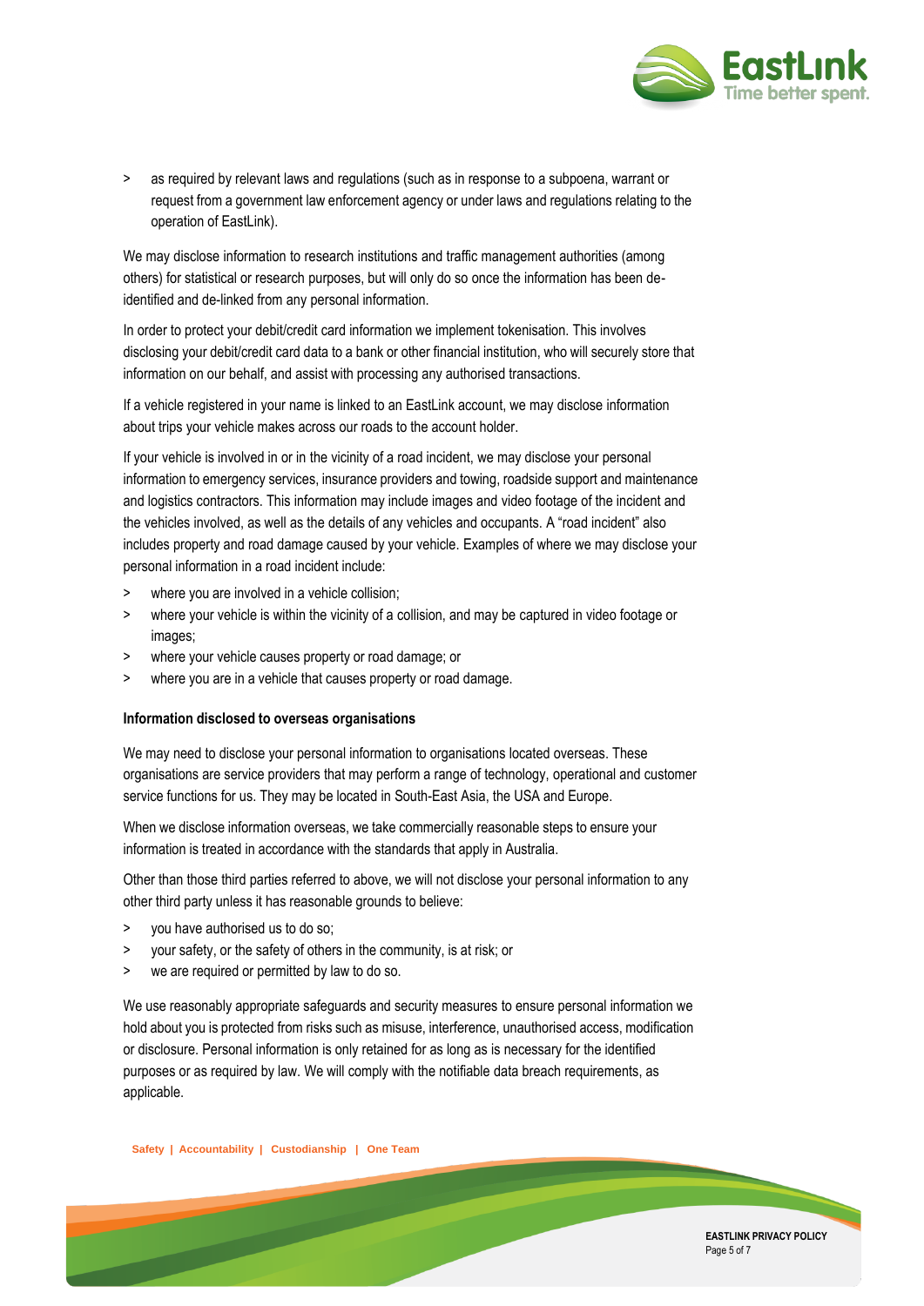- as required by relevant laws and regulations (such as in response to a subpoena, warrant or request from a government law enforcement agency or under laws and regulations relating to the operation of EastLink).

We may disclose information to research institutions and traffic management authorities (among others) for statistical or research purposes, but will only do so once the information has been de-identified and de-linked from any personal information.

In order to protect your debit/credit card information we implement tokenisation. This involves disclosing your debit/credit card data to a bank or other financial institution, who will securely store that information on our behalf, and assist with processing any authorised transactions.

If a vehicle registered in your name is linked to an EastLink account, we may disclose information about trips your vehicle makes across our roads to the account holder.

If your vehicle is involved in or in the vicinity of a road incident, we may disclose your personal information to emergency services, insurance providers and towing, roadside support and maintenance and logistics contractors. This information may include images and video footage of the incident and the vehicles involved, as well as the details of any vehicles and occupants. A "road incident" also includes property and road damage caused by your vehicle. Examples of where we may disclose your personal information in a road incident include:

- where you are involved in a vehicle collision;
- where your vehicle is within the vicinity of a collision, and may be captured in video footage or images;
- where your vehicle causes property or road damage; or
- where you are in a vehicle that causes property or road damage.

**Information disclosed to overseas organisations**

We may need to disclose your personal information to organisations located overseas. These organisations are service providers that may perform a range of technology, operational and customer service functions for us. They may be located in South-East Asia, the USA and Europe.

When we disclose information overseas, we take commercially reasonable steps to ensure your information is treated in accordance with the standards that apply in Australia.

Other than those third parties referred to above, we will not disclose your personal information to any other third party unless it has reasonable grounds to believe:

- you have authorised us to do so;
- your safety, or the safety of others in the community, is at risk; or
- we are required or permitted by law to do so.

We use reasonably appropriate safeguards and security measures to ensure personal information we hold about you is protected from risks such as misuse, interference, unauthorised access, modification or disclosure. Personal information is only retained for as long as is necessary for the identified purposes or as required by law. We will comply with the notifiable data breach requirements, as applicable.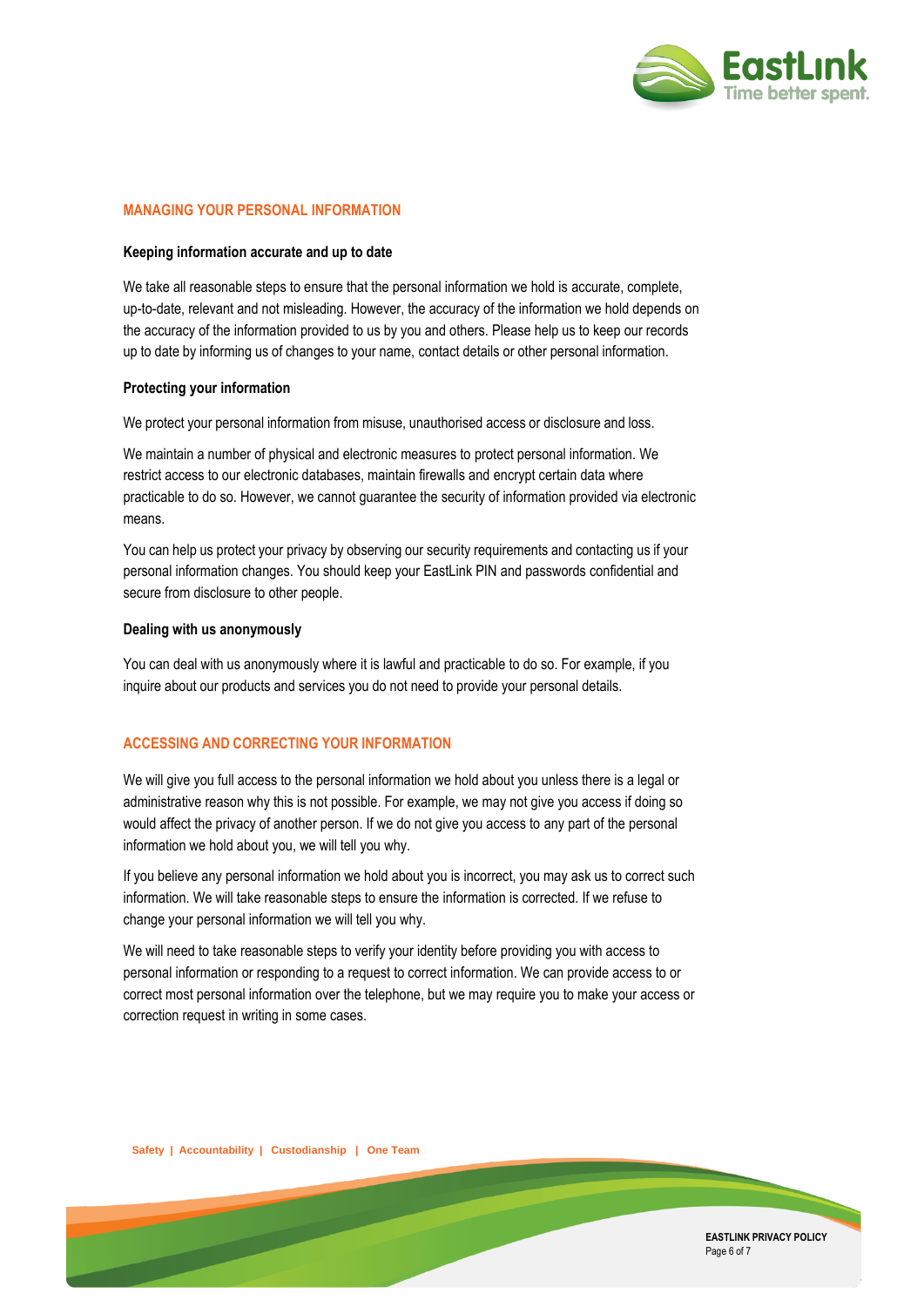## MANAGING YOUR PERSONAL INFORMATION

### Keeping information accurate and up to date

We take all reasonable steps to ensure that the personal information we hold is accurate, complete, up-to-date, relevant and not misleading. However, the accuracy of the information we hold depends on the accuracy of the information provided to us by you and others. Please help us to keep our records up to date by informing us of changes to your name, contact details or other personal information.

### Protecting your information

We protect your personal information from misuse, unauthorised access or disclosure and loss.

We maintain a number of physical and electronic measures to protect personal information. We restrict access to our electronic databases, maintain firewalls and encrypt certain data where practicable to do so. However, we cannot guarantee the security of information provided via electronic means.

You can help us protect your privacy by observing our security requirements and contacting us if your personal information changes. You should keep your EastLink PIN and passwords confidential and secure from disclosure to other people.

### Dealing with us anonymously

You can deal with us anonymously where it is lawful and practicable to do so. For example, if you inquire about our products and services you do not need to provide your personal details.

## ACCESSING AND CORRECTING YOUR INFORMATION

We will give you full access to the personal information we hold about you unless there is a legal or administrative reason why this is not possible. For example, we may not give you access if doing so would affect the privacy of another person. If we do not give you access to any part of the personal information we hold about you, we will tell you why.

If you believe any personal information we hold about you is incorrect, you may ask us to correct such information. We will take reasonable steps to ensure the information is corrected. If we refuse to change your personal information we will tell you why.

We will need to take reasonable steps to verify your identity before providing you with access to personal information or responding to a request to correct information. We can provide access to or correct most personal information over the telephone, but we may require you to make your access or correction request in writing in some cases.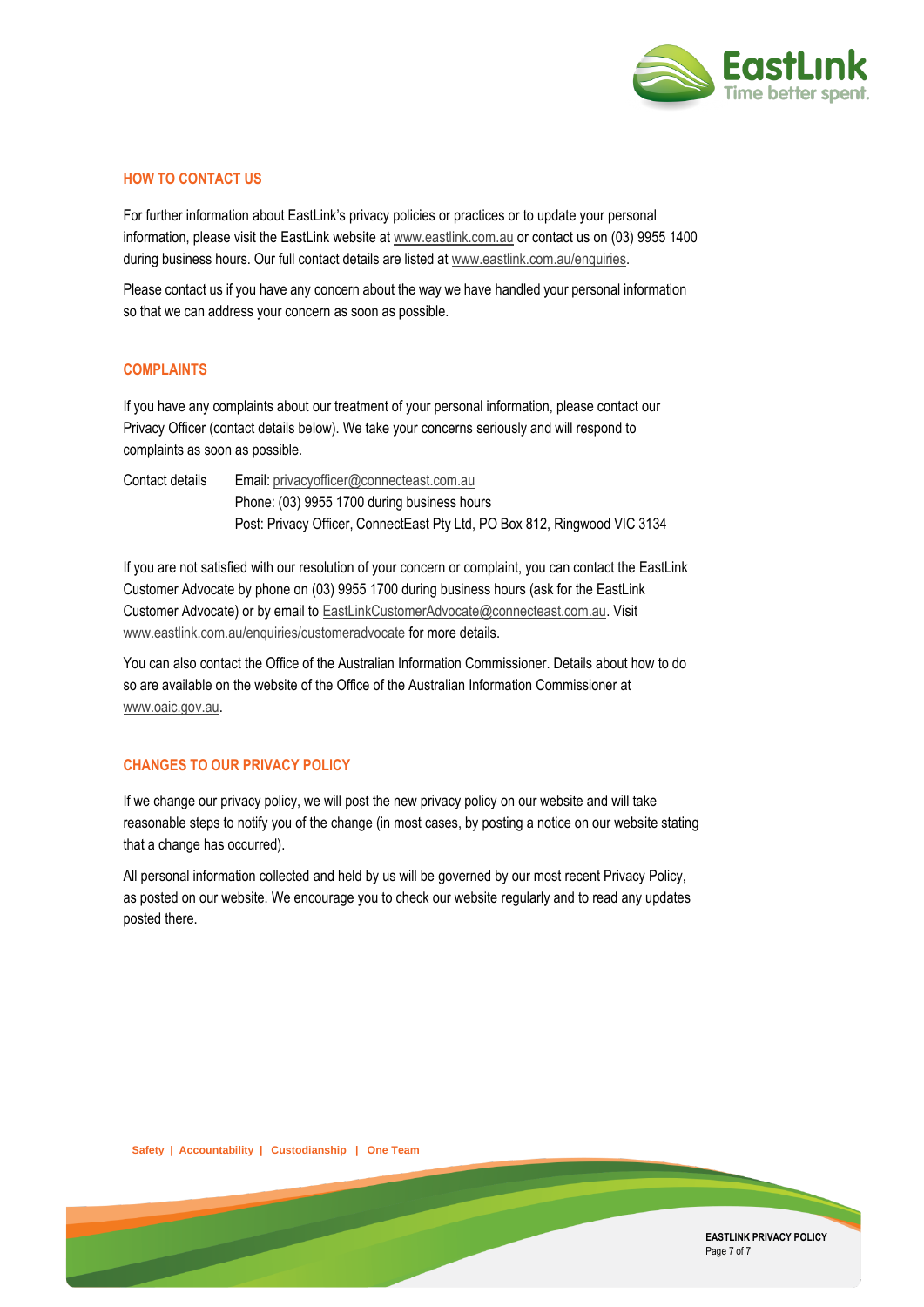## HOW TO CONTACT US

For further information about EastLink's privacy policies or practices or to update your personal information, please visit the EastLink website at www.eastlink.com.au or contact us on (03) 9955 1400 during business hours. Our full contact details are listed at www.eastlink.com.au/enquiries.

Please contact us if you have any concern about the way we have handled your personal information so that we can address your concern as soon as possible.

## COMPLAINTS

If you have any complaints about our treatment of your personal information, please contact our Privacy Officer (contact details below). We take your concerns seriously and will respond to complaints as soon as possible.

Contact details
Email: privacyofficer@connecteast.com.au
Phone: (03) 9955 1700 during business hours
Post: Privacy Officer, ConnectEast Pty Ltd, PO Box 812, Ringwood VIC 3134

If you are not satisfied with our resolution of your concern or complaint, you can contact the EastLink Customer Advocate by phone on (03) 9955 1700 during business hours (ask for the EastLink Customer Advocate) or by email to EastLinkCustomerAdvocate@connecteast.com.au. Visit www.eastlink.com.au/enquiries/customeradvocate for more details.

You can also contact the Office of the Australian Information Commissioner. Details about how to do so are available on the website of the Office of the Australian Information Commissioner at www.oaic.gov.au.

## CHANGES TO OUR PRIVACY POLICY

If we change our privacy policy, we will post the new privacy policy on our website and will take reasonable steps to notify you of the change (in most cases, by posting a notice on our website stating that a change has occurred).

All personal information collected and held by us will be governed by our most recent Privacy Policy, as posted on our website. We encourage you to check our website regularly and to read any updates posted there.